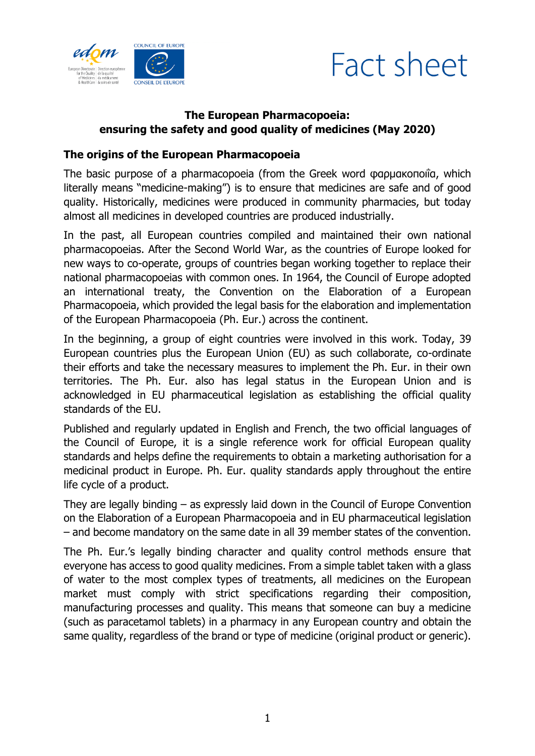# Fact sheet

**The European Pharmacopoeia: ensuring the safety and good quality of medicines (May 2020)**

## The origins of the European Pharmacopoeia

The basic purpose of a pharmacopoeia (from the Greek word φαρμακοποιΐα, which literally means "medicine-making") is to ensure that medicines are safe and of good quality. Historically, medicines were produced in community pharmacies, but today almost all medicines in developed countries are produced industrially.

In the past, all European countries compiled and maintained their own national pharmacopoeias. After the Second World War, as the countries of Europe looked for new ways to co-operate, groups of countries began working together to replace their national pharmacopoeias with common ones. In 1964, the Council of Europe adopted an international treaty, the Convention on the Elaboration of a European Pharmacopoeia, which provided the legal basis for the elaboration and implementation of the European Pharmacopoeia (Ph. Eur.) across the continent.

In the beginning, a group of eight countries were involved in this work. Today, 39 European countries plus the European Union (EU) as such collaborate, co-ordinate their efforts and take the necessary measures to implement the Ph. Eur. in their own territories. The Ph. Eur. also has legal status in the European Union and is acknowledged in EU pharmaceutical legislation as establishing the official quality standards of the EU.

Published and regularly updated in English and French, the two official languages of the Council of Europe, it is a single reference work for official European quality standards and helps define the requirements to obtain a marketing authorisation for a medicinal product in Europe. Ph. Eur. quality standards apply throughout the entire life cycle of a product.

They are legally binding – as expressly laid down in the Council of Europe Convention on the Elaboration of a European Pharmacopoeia and in EU pharmaceutical legislation – and become mandatory on the same date in all 39 member states of the convention.

The Ph. Eur.'s legally binding character and quality control methods ensure that everyone has access to good quality medicines. From a simple tablet taken with a glass of water to the most complex types of treatments, all medicines on the European market must comply with strict specifications regarding their composition, manufacturing processes and quality. This means that someone can buy a medicine (such as paracetamol tablets) in a pharmacy in any European country and obtain the same quality, regardless of the brand or type of medicine (original product or generic).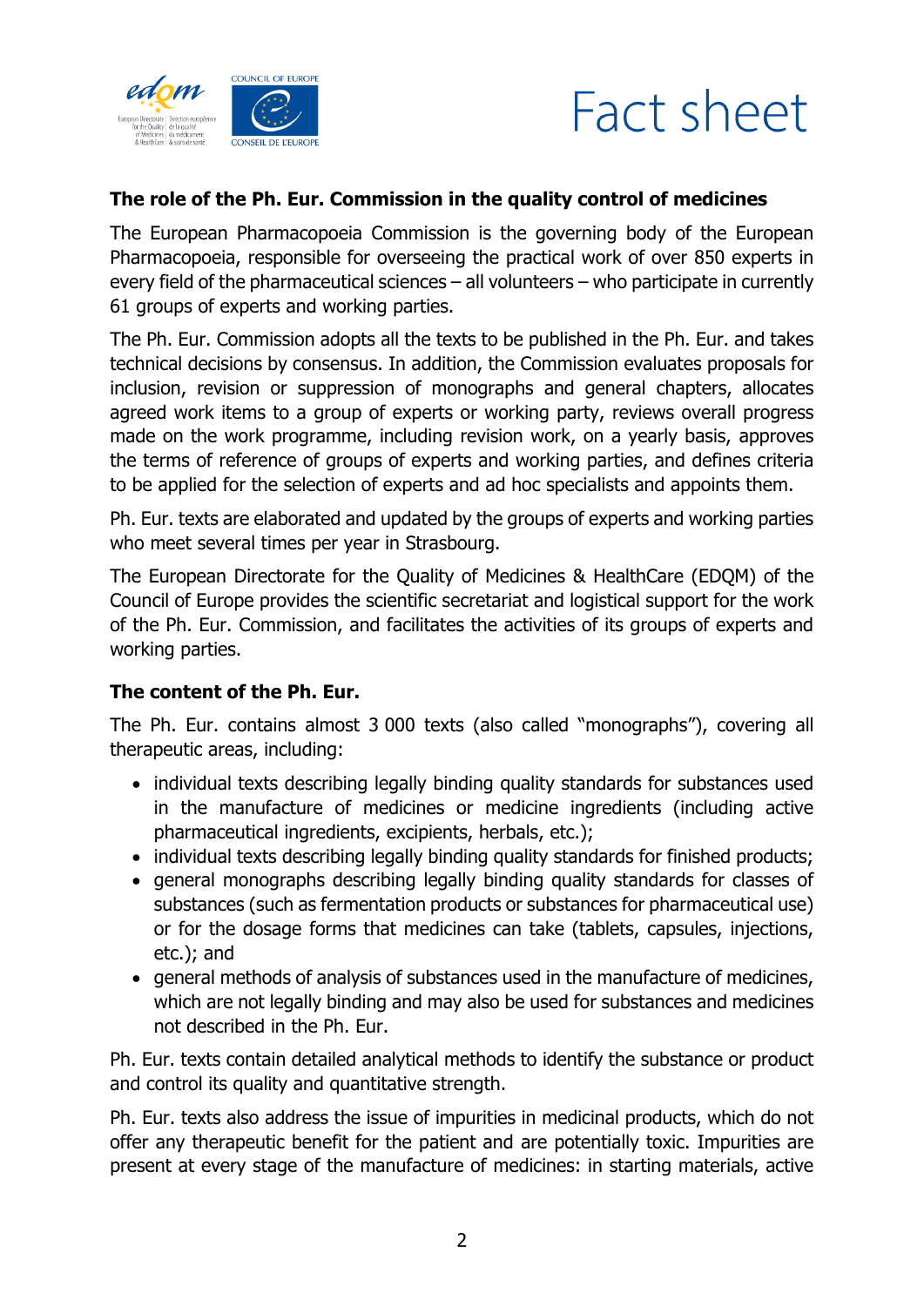### The role of the Ph. Eur. Commission in the quality control of medicines

The European Pharmacopoeia Commission is the governing body of the European Pharmacopoeia, responsible for overseeing the practical work of over 850 experts in every field of the pharmaceutical sciences – all volunteers – who participate in currently 61 groups of experts and working parties.

The Ph. Eur. Commission adopts all the texts to be published in the Ph. Eur. and takes technical decisions by consensus. In addition, the Commission evaluates proposals for inclusion, revision or suppression of monographs and general chapters, allocates agreed work items to a group of experts or working party, reviews overall progress made on the work programme, including revision work, on a yearly basis, approves the terms of reference of groups of experts and working parties, and defines criteria to be applied for the selection of experts and ad hoc specialists and appoints them.

Ph. Eur. texts are elaborated and updated by the groups of experts and working parties who meet several times per year in Strasbourg.

The European Directorate for the Quality of Medicines & HealthCare (EDQM) of the Council of Europe provides the scientific secretariat and logistical support for the work of the Ph. Eur. Commission, and facilitates the activities of its groups of experts and working parties.

### The content of the Ph. Eur.

The Ph. Eur. contains almost 3 000 texts (also called "monographs"), covering all therapeutic areas, including:

- individual texts describing legally binding quality standards for substances used in the manufacture of medicines or medicine ingredients (including active pharmaceutical ingredients, excipients, herbals, etc.);
- individual texts describing legally binding quality standards for finished products;
- general monographs describing legally binding quality standards for classes of substances (such as fermentation products or substances for pharmaceutical use) or for the dosage forms that medicines can take (tablets, capsules, injections, etc.); and
- general methods of analysis of substances used in the manufacture of medicines, which are not legally binding and may also be used for substances and medicines not described in the Ph. Eur.

Ph. Eur. texts contain detailed analytical methods to identify the substance or product and control its quality and quantitative strength.

Ph. Eur. texts also address the issue of impurities in medicinal products, which do not offer any therapeutic benefit for the patient and are potentially toxic. Impurities are present at every stage of the manufacture of medicines: in starting materials, active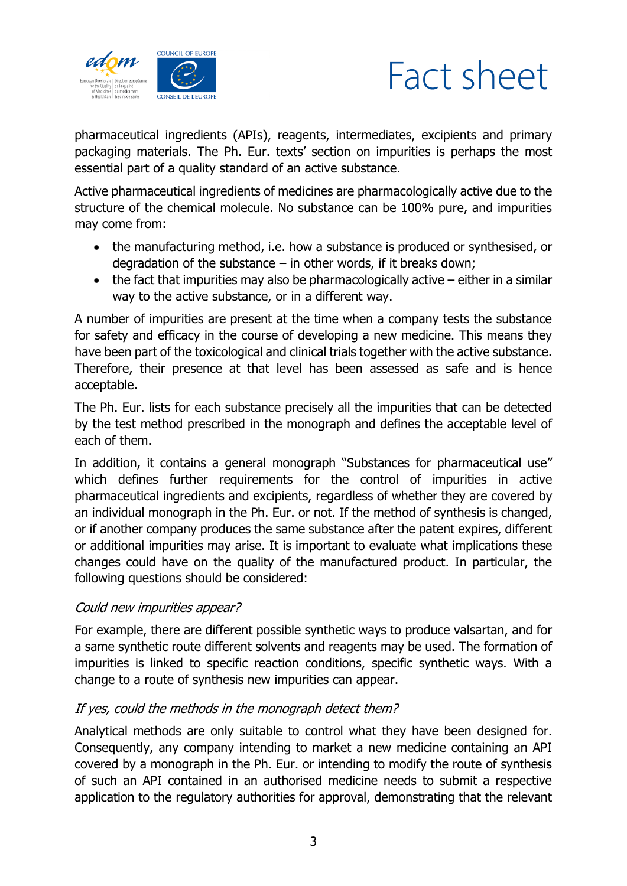pharmaceutical ingredients (APIs), reagents, intermediates, excipients and primary packaging materials. The Ph. Eur. texts' section on impurities is perhaps the most essential part of a quality standard of an active substance.

Active pharmaceutical ingredients of medicines are pharmacologically active due to the structure of the chemical molecule. No substance can be 100% pure, and impurities may come from:

- the manufacturing method, i.e. how a substance is produced or synthesised, or degradation of the substance – in other words, if it breaks down;
- the fact that impurities may also be pharmacologically active – either in a similar way to the active substance, or in a different way.

A number of impurities are present at the time when a company tests the substance for safety and efficacy in the course of developing a new medicine. This means they have been part of the toxicological and clinical trials together with the active substance. Therefore, their presence at that level has been assessed as safe and is hence acceptable.

The Ph. Eur. lists for each substance precisely all the impurities that can be detected by the test method prescribed in the monograph and defines the acceptable level of each of them.

In addition, it contains a general monograph "Substances for pharmaceutical use" which defines further requirements for the control of impurities in active pharmaceutical ingredients and excipients, regardless of whether they are covered by an individual monograph in the Ph. Eur. or not. If the method of synthesis is changed, or if another company produces the same substance after the patent expires, different or additional impurities may arise. It is important to evaluate what implications these changes could have on the quality of the manufactured product. In particular, the following questions should be considered:

*Could new impurities appear?*

For example, there are different possible synthetic ways to produce valsartan, and for a same synthetic route different solvents and reagents may be used. The formation of impurities is linked to specific reaction conditions, specific synthetic ways. With a change to a route of synthesis new impurities can appear.

*If yes, could the methods in the monograph detect them?*

Analytical methods are only suitable to control what they have been designed for. Consequently, any company intending to market a new medicine containing an API covered by a monograph in the Ph. Eur. or intending to modify the route of synthesis of such an API contained in an authorised medicine needs to submit a respective application to the regulatory authorities for approval, demonstrating that the relevant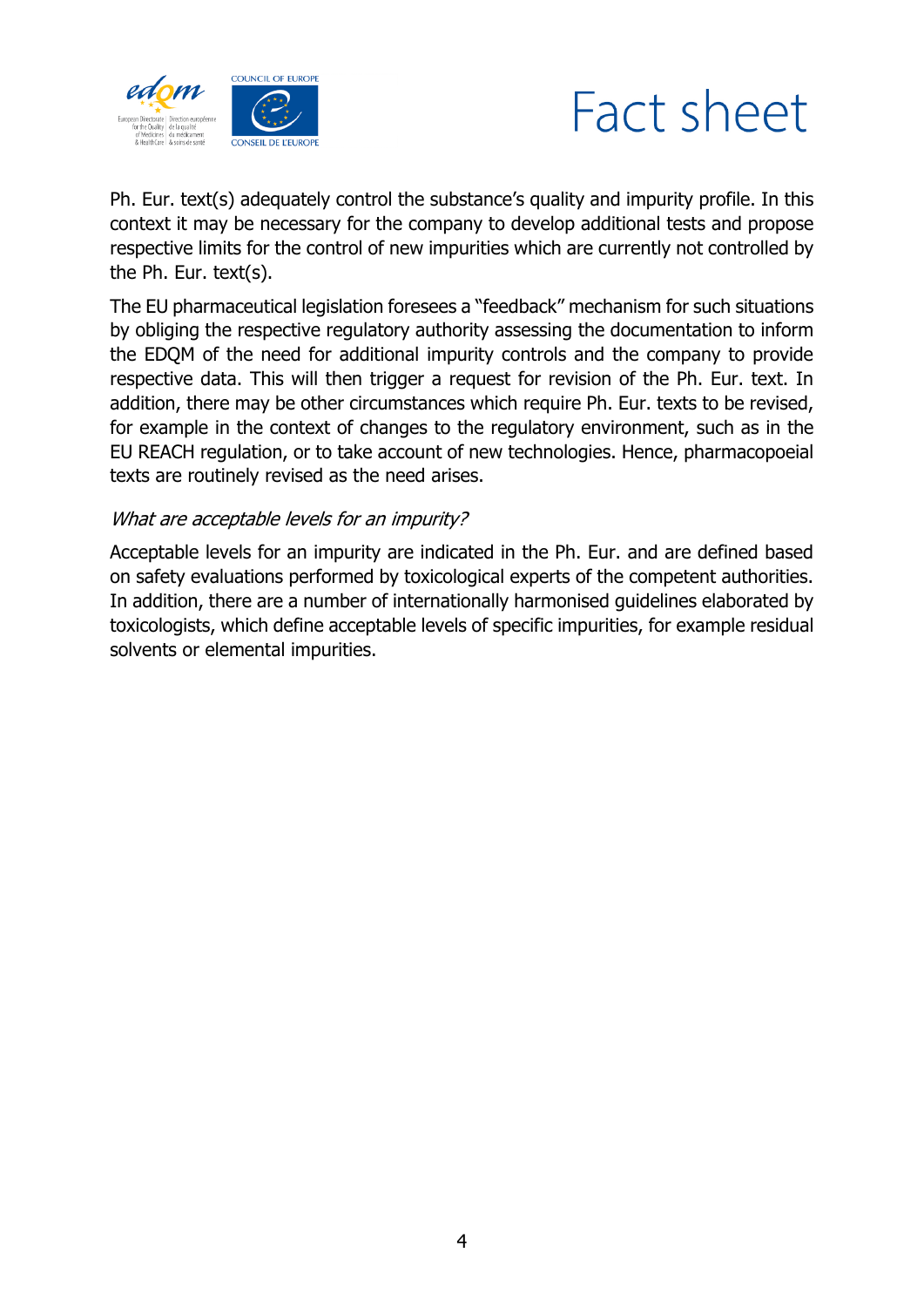Ph. Eur. text(s) adequately control the substance's quality and impurity profile. In this context it may be necessary for the company to develop additional tests and propose respective limits for the control of new impurities which are currently not controlled by the Ph. Eur. text(s).

The EU pharmaceutical legislation foresees a "feedback" mechanism for such situations by obliging the respective regulatory authority assessing the documentation to inform the EDQM of the need for additional impurity controls and the company to provide respective data. This will then trigger a request for revision of the Ph. Eur. text. In addition, there may be other circumstances which require Ph. Eur. texts to be revised, for example in the context of changes to the regulatory environment, such as in the EU REACH regulation, or to take account of new technologies. Hence, pharmacopoeial texts are routinely revised as the need arises.

*What are acceptable levels for an impurity?*

Acceptable levels for an impurity are indicated in the Ph. Eur. and are defined based on safety evaluations performed by toxicological experts of the competent authorities. In addition, there are a number of internationally harmonised guidelines elaborated by toxicologists, which define acceptable levels of specific impurities, for example residual solvents or elemental impurities.